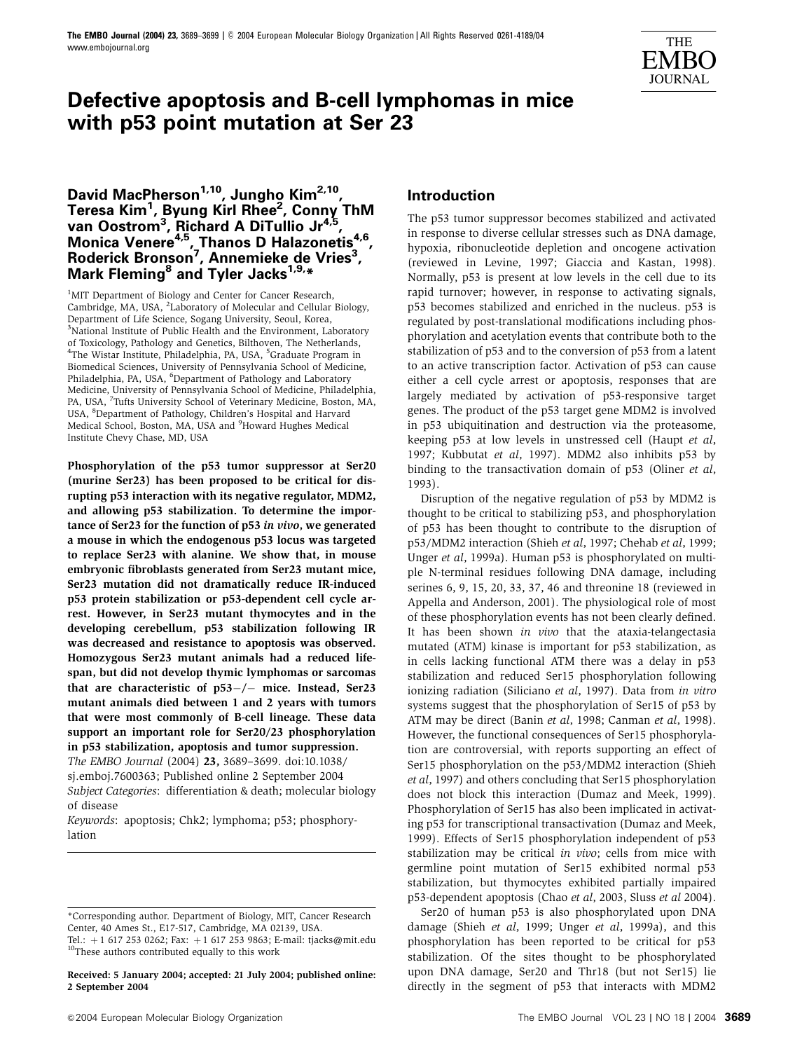# Defective apoptosis and B-cell lymphomas in mice with p53 point mutation at Ser 23

**David MacPherson[1,10], Jungho Kim[2,10], Teresa Kim[1], Byung Kirl Rhee[2], Conny ThM van Oostrom[3], Richard A DiTullio Jr[4,5], Monica Venere[4,5], Thanos D Halazonetis[4,6], Roderick Bronson[7], Annemieke de Vries[3], Mark Fleming[8] and Tyler Jacks[1,9,*]**

[1]MIT Department of Biology and Center for Cancer Research, Cambridge, MA, USA, [2]Laboratory of Molecular and Cellular Biology, Department of Life Science, Sogang University, Seoul, Korea, [3]National Institute of Public Health and the Environment, Laboratory of Toxicology, Pathology and Genetics, Bilthoven, The Netherlands, [4]The Wistar Institute, Philadelphia, PA, USA, [5]Graduate Program in Biomedical Sciences, University of Pennsylvania School of Medicine, Philadelphia, PA, USA, [6]Department of Pathology and Laboratory Medicine, University of Pennsylvania School of Medicine, Philadelphia, PA, USA, [7]Tufts University School of Veterinary Medicine, Boston, MA, USA, [8]Department of Pathology, Children's Hospital and Harvard Medical School, Boston, MA, USA and [9]Howard Hughes Medical Institute Chevy Chase, MD, USA

**Phosphorylation of the p53 tumor suppressor at Ser20 (murine Ser23) has been proposed to be critical for disrupting p53 interaction with its negative regulator, MDM2, and allowing p53 stabilization. To determine the importance of Ser23 for the function of p53 *in vivo*, we generated a mouse in which the endogenous p53 locus was targeted to replace Ser23 with alanine. We show that, in mouse embryonic fibroblasts generated from Ser23 mutant mice, Ser23 mutation did not dramatically reduce IR-induced p53 protein stabilization or p53-dependent cell cycle arrest. However, in Ser23 mutant thymocytes and in the developing cerebellum, p53 stabilization following IR was decreased and resistance to apoptosis was observed. Homozygous Ser23 mutant animals had a reduced lifespan, but did not develop thymic lymphomas or sarcomas that are characteristic of p53−/− mice. Instead, Ser23 mutant animals died between 1 and 2 years with tumors that were most commonly of B-cell lineage. These data support an important role for Ser20/23 phosphorylation in p53 stabilization, apoptosis and tumor suppression.**

*The EMBO Journal* (2004) **23,** 3689–3699. doi:10.1038/sj.emboj.7600363; Published online 2 September 2004

*Subject Categories*: differentiation & death; molecular biology of disease

*Keywords*: apoptosis; Chk2; lymphoma; p53; phosphorylation

\*Corresponding author. Department of Biology, MIT, Cancer Research Center, 40 Ames St., E17-517, Cambridge, MA 02139, USA. Tel.: +1 617 253 0262; Fax: +1 617 253 9863; E-mail: tjacks@mit.edu

[10]These authors contributed equally to this work

**Received: 5 January 2004; accepted: 21 July 2004; published online: 2 September 2004**

## Introduction

The p53 tumor suppressor becomes stabilized and activated in response to diverse cellular stresses such as DNA damage, hypoxia, ribonucleotide depletion and oncogene activation (reviewed in Levine, 1997; Giaccia and Kastan, 1998). Normally, p53 is present at low levels in the cell due to its rapid turnover; however, in response to activating signals, p53 becomes stabilized and enriched in the nucleus. p53 is regulated by post-translational modifications including phosphorylation and acetylation events that contribute both to the stabilization of p53 and to the conversion of p53 from a latent to an active transcription factor. Activation of p53 can cause either a cell cycle arrest or apoptosis, responses that are largely mediated by activation of p53-responsive target genes. The product of the p53 target gene MDM2 is involved in p53 ubiquitination and destruction via the proteasome, keeping p53 at low levels in unstressed cell (Haupt *et al*, 1997; Kubbutat *et al*, 1997). MDM2 also inhibits p53 by binding to the transactivation domain of p53 (Oliner *et al*, 1993).

Disruption of the negative regulation of p53 by MDM2 is thought to be critical to stabilizing p53, and phosphorylation of p53 has been thought to contribute to the disruption of p53/MDM2 interaction (Shieh *et al*, 1997; Chehab *et al*, 1999; Unger *et al*, 1999a). Human p53 is phosphorylated on multiple N-terminal residues following DNA damage, including serines 6, 9, 15, 20, 33, 37, 46 and threonine 18 (reviewed in Appella and Anderson, 2001). The physiological role of most of these phosphorylation events has not been clearly defined. It has been shown *in vivo* that the ataxia-telangectasia mutated (ATM) kinase is important for p53 stabilization, as in cells lacking functional ATM there was a delay in p53 stabilization and reduced Ser15 phosphorylation following ionizing radiation (Siliciano *et al*, 1997). Data from *in vitro* systems suggest that the phosphorylation of Ser15 of p53 by ATM may be direct (Banin *et al*, 1998; Canman *et al*, 1998). However, the functional consequences of Ser15 phosphorylation are controversial, with reports supporting an effect of Ser15 phosphorylation on the p53/MDM2 interaction (Shieh *et al*, 1997) and others concluding that Ser15 phosphorylation does not block this interaction (Dumaz and Meek, 1999). Phosphorylation of Ser15 has also been implicated in activating p53 for transcriptional transactivation (Dumaz and Meek, 1999). Effects of Ser15 phosphorylation independent of p53 stabilization may be critical *in vivo*; cells from mice with germline point mutation of Ser15 exhibited normal p53 stabilization, but thymocytes exhibited partially impaired p53-dependent apoptosis (Chao *et al*, 2003, Sluss *et al* 2004).

Ser20 of human p53 is also phosphorylated upon DNA damage (Shieh *et al*, 1999; Unger *et al*, 1999a), and this phosphorylation has been reported to be critical for p53 stabilization. Of the sites thought to be phosphorylated upon DNA damage, Ser20 and Thr18 (but not Ser15) lie directly in the segment of p53 that interacts with MDM2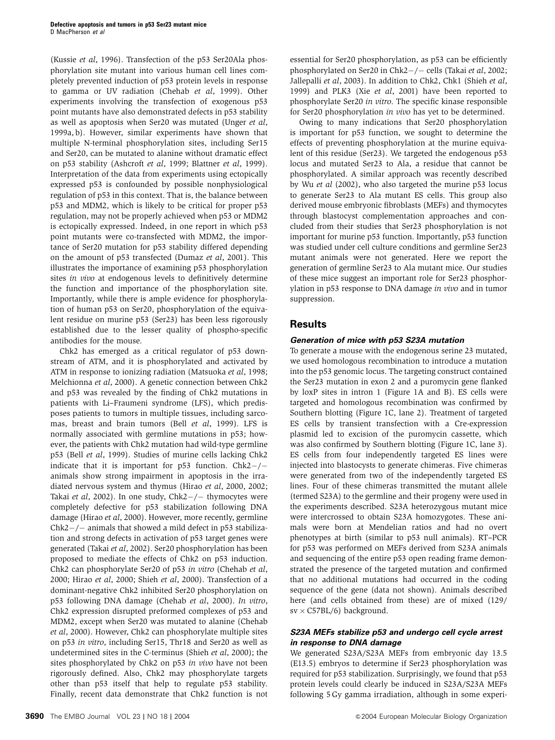(Kussie *et al*, 1996). Transfection of the p53 Ser20Ala phosphorylation site mutant into various human cell lines completely prevented induction of p53 protein levels in response to gamma or UV radiation (Chehab *et al*, 1999). Other experiments involving the transfection of exogenous p53 point mutants have also demonstrated defects in p53 stability as well as apoptosis when Ser20 was mutated (Unger *et al*, 1999a, b). However, similar experiments have shown that multiple N-terminal phosphorylation sites, including Ser15 and Ser20, can be mutated to alanine without dramatic effect on p53 stability (Ashcroft *et al*, 1999; Blattner *et al*, 1999). Interpretation of the data from experiments using ectopically expressed p53 is confounded by possible nonphysiological regulation of p53 in this context. That is, the balance between p53 and MDM2, which is likely to be critical for proper p53 regulation, may not be properly achieved when p53 or MDM2 is ectopically expressed. Indeed, in one report in which p53 point mutants were co-transfected with MDM2, the importance of Ser20 mutation for p53 stability differed depending on the amount of p53 transfected (Dumaz *et al*, 2001). This illustrates the importance of examining p53 phosphorylation sites *in vivo* at endogenous levels to definitively determine the function and importance of the phosphorylation site. Importantly, while there is ample evidence for phosphorylation of human p53 on Ser20, phosphorylation of the equivalent residue on murine p53 (Ser23) has been less rigorously established due to the lesser quality of phospho-specific antibodies for the mouse.

Chk2 has emerged as a critical regulator of p53 downstream of ATM, and it is phosphorylated and activated by ATM in response to ionizing radiation (Matsuoka *et al*, 1998; Melchionna *et al*, 2000). A genetic connection between Chk2 and p53 was revealed by the finding of Chk2 mutations in patients with Li–Fraumeni syndrome (LFS), which predisposes patients to tumors in multiple tissues, including sarcomas, breast and brain tumors (Bell *et al*, 1999). LFS is normally associated with germline mutations in p53; however, the patients with Chk2 mutation had wild-type germline p53 (Bell *et al*, 1999). Studies of murine cells lacking Chk2 indicate that it is important for p53 function. Chk2−/− animals show strong impairment in apoptosis in the irradiated nervous system and thymus (Hirao *et al*, 2000, 2002; Takai *et al*, 2002). In one study, Chk2−/− thymocytes were completely defective for p53 stabilization following DNA damage (Hirao *et al*, 2000). However, more recently, germline Chk2−/− animals that showed a mild defect in p53 stabilization and strong defects in activation of p53 target genes were generated (Takai *et al*, 2002). Ser20 phosphorylation has been proposed to mediate the effects of Chk2 on p53 induction. Chk2 can phosphorylate Ser20 of p53 *in vitro* (Chehab *et al*, 2000; Hirao *et al*, 2000; Shieh *et al*, 2000). Transfection of a dominant-negative Chk2 inhibited Ser20 phosphorylation on p53 following DNA damage (Chehab *et al*, 2000). *In vitro*, Chk2 expression disrupted preformed complexes of p53 and MDM2, except when Ser20 was mutated to alanine (Chehab *et al*, 2000). However, Chk2 can phosphorylate multiple sites on p53 *in vitro*, including Ser15, Thr18 and Ser20 as well as undetermined sites in the C-terminus (Shieh *et al*, 2000); the sites phosphorylated by Chk2 on p53 *in vivo* have not been rigorously defined. Also, Chk2 may phosphorylate targets other than p53 itself that help to regulate p53 stability. Finally, recent data demonstrate that Chk2 function is not essential for Ser20 phosphorylation, as p53 can be efficiently phosphorylated on Ser20 in Chk2−/− cells (Takai *et al*, 2002; Jallepalli *et al*, 2003). In addition to Chk2, Chk1 (Shieh *et al*, 1999) and PLK3 (Xie *et al*, 2001) have been reported to phosphorylate Ser20 *in vitro*. The specific kinase responsible for Ser20 phosphorylation *in vivo* has yet to be determined.

Owing to many indications that Ser20 phosphorylation is important for p53 function, we sought to determine the effects of preventing phosphorylation at the murine equivalent of this residue (Ser23). We targeted the endogenous p53 locus and mutated Ser23 to Ala, a residue that cannot be phosphorylated. A similar approach was recently described by Wu *et al* (2002), who also targeted the murine p53 locus to generate Ser23 to Ala mutant ES cells. This group also derived mouse embryonic fibroblasts (MEFs) and thymocytes through blastocyst complementation approaches and concluded from their studies that Ser23 phosphorylation is not important for murine p53 function. Importantly, p53 function was studied under cell culture conditions and germline Ser23 mutant animals were not generated. Here we report the generation of germline Ser23 to Ala mutant mice. Our studies of these mice suggest an important role for Ser23 phosphorylation in p53 response to DNA damage *in vivo* and in tumor suppression.

## Results

### *Generation of mice with p53 S23A mutation*

To generate a mouse with the endogenous serine 23 mutated, we used homologous recombination to introduce a mutation into the p53 genomic locus. The targeting construct contained the Ser23 mutation in exon 2 and a puromycin gene flanked by loxP sites in intron 1 (Figure 1A and B). ES cells were targeted and homologous recombination was confirmed by Southern blotting (Figure 1C, lane 2). Treatment of targeted ES cells by transient transfection with a Cre-expression plasmid led to excision of the puromycin cassette, which was also confirmed by Southern blotting (Figure 1C, lane 3). ES cells from four independently targeted ES lines were injected into blastocysts to generate chimeras. Five chimeras were generated from two of the independently targeted ES lines. Four of these chimeras transmitted the mutant allele (termed S23A) to the germline and their progeny were used in the experiments described. S23A heterozygous mutant mice were intercrossed to obtain S23A homozygotes. These animals were born at Mendelian ratios and had no overt phenotypes at birth (similar to p53 null animals). RT–PCR for p53 was performed on MEFs derived from S23A animals and sequencing of the entire p53 open reading frame demonstrated the presence of the targeted mutation and confirmed that no additional mutations had occurred in the coding sequence of the gene (data not shown). Animals described here (and cells obtained from these) are of mixed (129/sv × C57BL/6) background.

### *S23A MEFs stabilize p53 and undergo cell cycle arrest in response to DNA damage*

We generated S23A/S23A MEFs from embryonic day 13.5 (E13.5) embryos to determine if Ser23 phosphorylation was required for p53 stabilization. Surprisingly, we found that p53 protein levels could clearly be induced in S23A/S23A MEFs following 5 Gy gamma irradiation, although in some experi-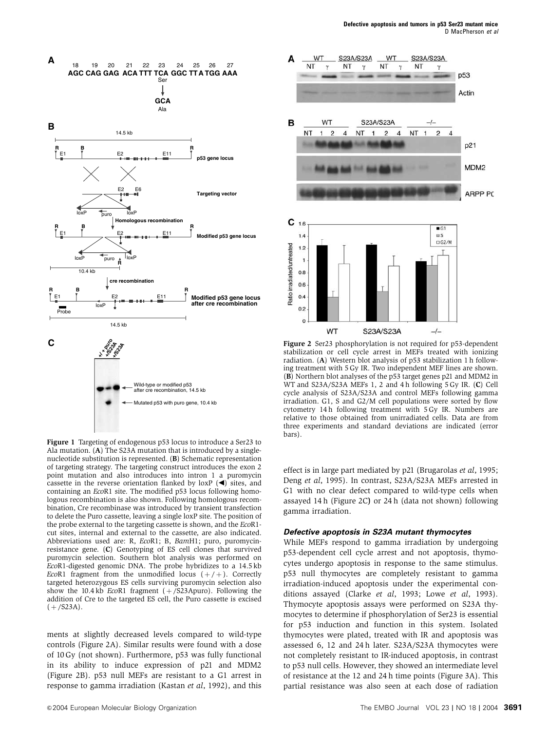**Figure 1** Targeting of endogenous p53 locus to introduce a Ser23 to Ala mutation. (**A**) The S23A mutation that is introduced by a single-nucleotide substitution is represented. (**B**) Schematic representation of targeting strategy. The targeting construct introduces the exon 2 point mutation and also introduces into intron 1 a puromycin cassette in the reverse orientation flanked by loxP (◀) sites, and containing an *Eco*R1 site. The modified p53 locus following homologous recombination is also shown. Following homologous recombination, Cre recombinase was introduced by transient transfection to delete the Puro cassette, leaving a single loxP site. The position of the probe external to the targeting cassette is shown, and the *Eco*R1-cut sites, internal and external to the cassette, are also indicated. Abbreviations used are: R, *Eco*R1; B, *Bam*H1; puro, puromycin-resistance gene. (**C**) Genotyping of ES cell clones that survived puromycin selection. Southern blot analysis was performed on *Eco*R1-digested genomic DNA. The probe hybridizes to a 14.5 kb *Eco*R1 fragment from the unmodified locus (+/+). Correctly targeted heterozygous ES cells surviving puromycin selection also show the 10.4 kb *Eco*R1 fragment (+/S23Apuro). Following the addition of Cre to the targeted ES cell, the Puro cassette is excised (+/S23A).

**Figure 2** Ser23 phosphorylation is not required for p53-dependent stabilization or cell cycle arrest in MEFs treated with ionizing radiation. (**A**) Western blot analysis of p53 stabilization 1 h following treatment with 5 Gy IR. Two independent MEF lines are shown. (**B**) Northern blot analyses of the p53 target genes p21 and MDM2 in WT and S23A/S23A MEFs 1, 2 and 4 h following 5 Gy IR. (**C**) Cell cycle analysis of S23A/S23A and control MEFs following gamma irradiation. G1, S and G2/M cell populations were sorted by flow cytometry 14 h following treatment with 5 Gy IR. Numbers are relative to those obtained from unirradiated cells. Data are from three experiments and standard deviations are indicated (error bars).

ments at slightly decreased levels compared to wild-type controls (Figure 2A). Similar results were found with a dose of 10 Gy (not shown). Furthermore, p53 was fully functional in its ability to induce expression of p21 and MDM2 (Figure 2B). p53 null MEFs are resistant to a G1 arrest in response to gamma irradiation (Kastan *et al*, 1992), and this effect is in large part mediated by p21 (Brugarolas *et al*, 1995; Deng *et al*, 1995). In contrast, S23A/S23A MEFs arrested in G1 with no clear defect compared to wild-type cells when assayed 14 h (Figure 2C) or 24 h (data not shown) following gamma irradiation.

### *Defective apoptosis in S23A mutant thymocytes*

While MEFs respond to gamma irradiation by undergoing p53-dependent cell cycle arrest and not apoptosis, thymocytes undergo apoptosis in response to the same stimulus. p53 null thymocytes are completely resistant to gamma irradiation-induced apoptosis under the experimental conditions assayed (Clarke *et al*, 1993; Lowe *et al*, 1993). Thymocyte apoptosis assays were performed on S23A thymocytes to determine if phosphorylation of Ser23 is essential for p53 induction and function in this system. Isolated thymocytes were plated, treated with IR and apoptosis was assessed 6, 12 and 24 h later. S23A/S23A thymocytes were not completely resistant to IR-induced apoptosis, in contrast to p53 null cells. However, they showed an intermediate level of resistance at the 12 and 24 h time points (Figure 3A). This partial resistance was also seen at each dose of radiation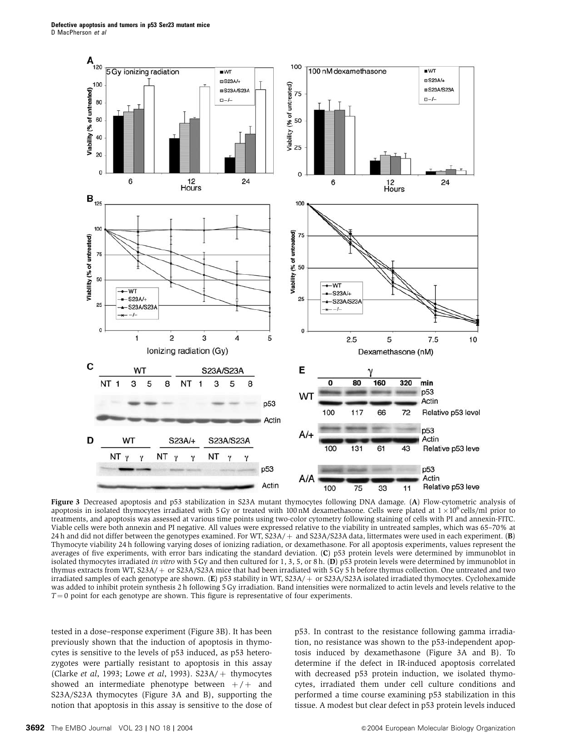**Figure 3** Decreased apoptosis and p53 stabilization in S23A mutant thymocytes following DNA damage. (**A**) Flow-cytometric analysis of apoptosis in isolated thymocytes irradiated with 5 Gy or treated with 100 nM dexamethasone. Cells were plated at $1 \times 10^6$ cells/ml prior to treatments, and apoptosis was assessed at various time points using two-color cytometry following staining of cells with PI and annexin-FITC. Viable cells were both annexin and PI negative. All values were expressed relative to the viability in untreated samples, which was 65–70% at 24 h and did not differ between the genotypes examined. For WT, S23A/+ and S23A/S23A data, littermates were used in each experiment. (**B**) Thymocyte viability 24 h following varying doses of ionizing radiation, or dexamethasone. For all apoptosis experiments, values represent the averages of five experiments, with error bars indicating the standard deviation. (**C**) p53 protein levels were determined by immunoblot in isolated thymocytes irradiated *in vitro* with 5 Gy and then cultured for 1, 3, 5, or 8 h. (**D**) p53 protein levels were determined by immunoblot in thymus extracts from WT, S23A/+ or S23A/S23A mice that had been irradiated with 5 Gy 5 h before thymus collection. One untreated and two irradiated samples of each genotype are shown. (**E**) p53 stability in WT, S23A/+ or S23A/S23A isolated irradiated thymocytes. Cyclohexamide was added to inhibit protein synthesis 2 h following 5 Gy irradiation. Band intensities were normalized to actin levels and levels relative to the $T = 0$ point for each genotype are shown. This figure is representative of four experiments.

tested in a dose–response experiment (Figure 3B). It has been previously shown that the induction of apoptosis in thymocytes is sensitive to the levels of p53 induced, as p53 heterozygotes were partially resistant to apoptosis in this assay (Clarke *et al*, 1993; Lowe *et al*, 1993). S23A/+ thymocytes showed an intermediate phenotype between +/+ and S23A/S23A thymocytes (Figure 3A and B), supporting the notion that apoptosis in this assay is sensitive to the dose of p53. In contrast to the resistance following gamma irradiation, no resistance was shown to the p53-independent apoptosis induced by dexamethasone (Figure 3A and B). To determine if the defect in IR-induced apoptosis correlated with decreased p53 protein induction, we isolated thymocytes, irradiated them under cell culture conditions and performed a time course examining p53 stabilization in this tissue. A modest but clear defect in p53 protein levels induced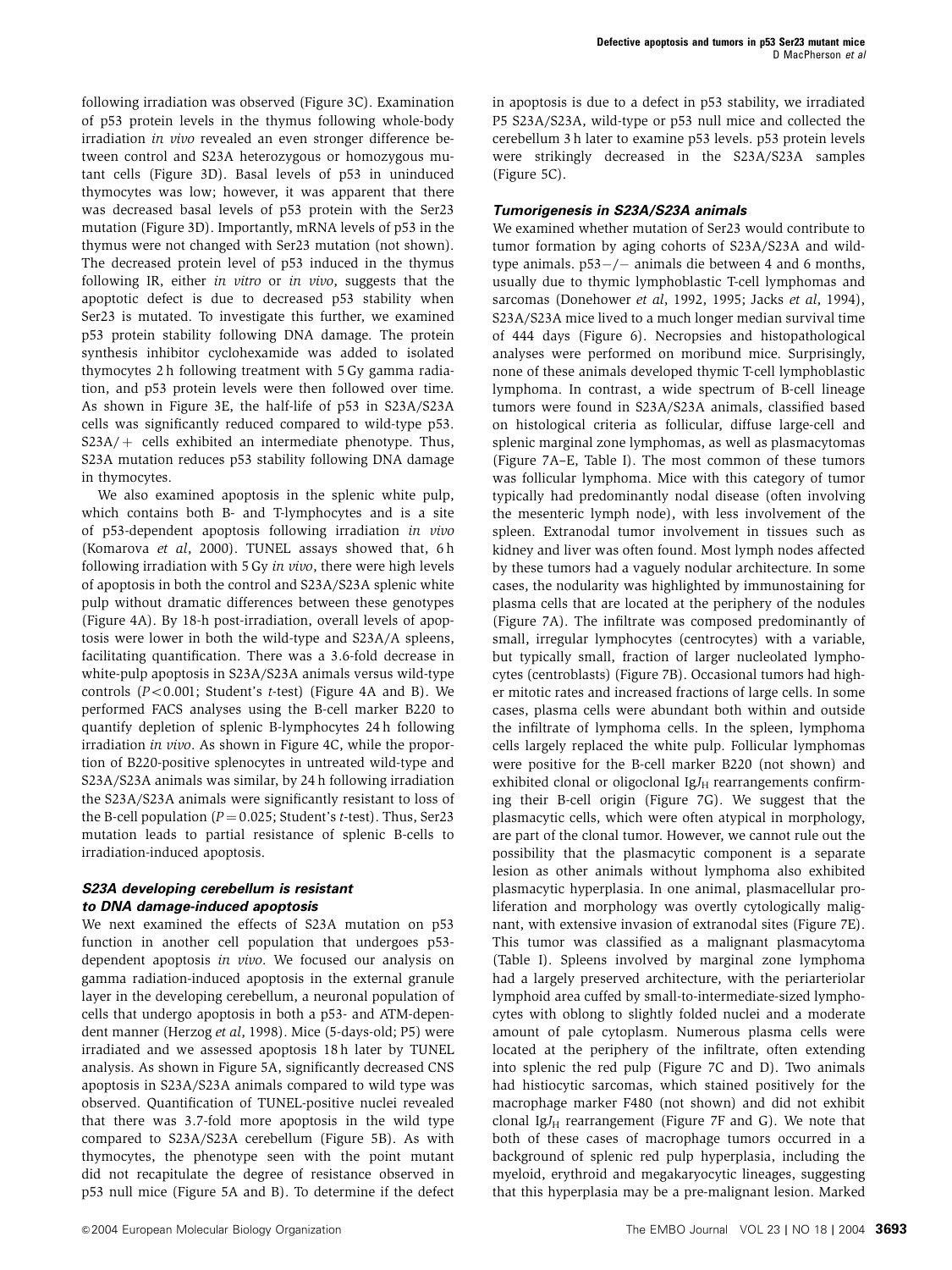following irradiation was observed (Figure 3C). Examination of p53 protein levels in the thymus following whole-body irradiation *in vivo* revealed an even stronger difference between control and S23A heterozygous or homozygous mutant cells (Figure 3D). Basal levels of p53 in uninduced thymocytes was low; however, it was apparent that there was decreased basal levels of p53 protein with the Ser23 mutation (Figure 3D). Importantly, mRNA levels of p53 in the thymus were not changed with Ser23 mutation (not shown). The decreased protein level of p53 induced in the thymus following IR, either *in vitro* or *in vivo*, suggests that the apoptotic defect is due to decreased p53 stability when Ser23 is mutated. To investigate this further, we examined p53 protein stability following DNA damage. The protein synthesis inhibitor cyclohexamide was added to isolated thymocytes 2 h following treatment with 5 Gy gamma radiation, and p53 protein levels were then followed over time. As shown in Figure 3E, the half-life of p53 in S23A/S23A cells was significantly reduced compared to wild-type p53. S23A/+ cells exhibited an intermediate phenotype. Thus, S23A mutation reduces p53 stability following DNA damage in thymocytes.

We also examined apoptosis in the splenic white pulp, which contains both B- and T-lymphocytes and is a site of p53-dependent apoptosis following irradiation *in vivo* (Komarova *et al*, 2000). TUNEL assays showed that, 6 h following irradiation with 5 Gy *in vivo*, there were high levels of apoptosis in both the control and S23A/S23A splenic white pulp without dramatic differences between these genotypes (Figure 4A). By 18-h post-irradiation, overall levels of apoptosis were lower in both the wild-type and S23A/A spleens, facilitating quantification. There was a 3.6-fold decrease in white-pulp apoptosis in S23A/S23A animals versus wild-type controls ($P<0.001$; Student's *t*-test) (Figure 4A and B). We performed FACS analyses using the B-cell marker B220 to quantify depletion of splenic B-lymphocytes 24 h following irradiation *in vivo*. As shown in Figure 4C, while the proportion of B220-positive splenocytes in untreated wild-type and S23A/S23A animals was similar, by 24 h following irradiation the S23A/S23A animals were significantly resistant to loss of the B-cell population ($P=0.025$; Student's *t*-test). Thus, Ser23 mutation leads to partial resistance of splenic B-cells to irradiation-induced apoptosis.

### S23A developing cerebellum is resistant to DNA damage-induced apoptosis

We next examined the effects of S23A mutation on p53 function in another cell population that undergoes p53-dependent apoptosis *in vivo*. We focused our analysis on gamma radiation-induced apoptosis in the external granule layer in the developing cerebellum, a neuronal population of cells that undergo apoptosis in both a p53- and ATM-dependent manner (Herzog *et al*, 1998). Mice (5-days-old; P5) were irradiated and we assessed apoptosis 18 h later by TUNEL analysis. As shown in Figure 5A, significantly decreased CNS apoptosis in S23A/S23A animals compared to wild type was observed. Quantification of TUNEL-positive nuclei revealed that there was 3.7-fold more apoptosis in the wild type compared to S23A/S23A cerebellum (Figure 5B). As with thymocytes, the phenotype seen with the point mutant did not recapitulate the degree of resistance observed in p53 null mice (Figure 5A and B). To determine if the defect in apoptosis is due to a defect in p53 stability, we irradiated P5 S23A/S23A, wild-type or p53 null mice and collected the cerebellum 3 h later to examine p53 levels. p53 protein levels were strikingly decreased in the S23A/S23A samples (Figure 5C).

### Tumorigenesis in S23A/S23A animals

We examined whether mutation of Ser23 would contribute to tumor formation by aging cohorts of S23A/S23A and wild-type animals. p53−/− animals die between 4 and 6 months, usually due to thymic lymphoblastic T-cell lymphomas and sarcomas (Donehower *et al*, 1992, 1995; Jacks *et al*, 1994), S23A/S23A mice lived to a much longer median survival time of 444 days (Figure 6). Necropsies and histopathological analyses were performed on moribund mice. Surprisingly, none of these animals developed thymic T-cell lymphoblastic lymphoma. In contrast, a wide spectrum of B-cell lineage tumors were found in S23A/S23A animals, classified based on histological criteria as follicular, diffuse large-cell and splenic marginal zone lymphomas, as well as plasmacytomas (Figure 7A–E, Table I). The most common of these tumors was follicular lymphoma. Mice with this category of tumor typically had predominantly nodal disease (often involving the mesenteric lymph node), with less involvement of the spleen. Extranodal tumor involvement in tissues such as kidney and liver was often found. Most lymph nodes affected by these tumors had a vaguely nodular architecture. In some cases, the nodularity was highlighted by immunostaining for plasma cells that are located at the periphery of the nodules (Figure 7A). The infiltrate was composed predominantly of small, irregular lymphocytes (centrocytes) with a variable, but typically small, fraction of larger nucleolated lymphocytes (centroblasts) (Figure 7B). Occasional tumors had higher mitotic rates and increased fractions of large cells. In some cases, plasma cells were abundant both within and outside the infiltrate of lymphoma cells. In the spleen, lymphoma cells largely replaced the white pulp. Follicular lymphomas were positive for the B-cell marker B220 (not shown) and exhibited clonal or oligoclonal $IgJ_H$ rearrangements confirming their B-cell origin (Figure 7G). We suggest that the plasmacytic cells, which were often atypical in morphology, are part of the clonal tumor. However, we cannot rule out the possibility that the plasmacytic component is a separate lesion as other animals without lymphoma also exhibited plasmacytic hyperplasia. In one animal, plasmacellular proliferation and morphology was overtly cytologically malignant, with extensive invasion of extranodal sites (Figure 7E). This tumor was classified as a malignant plasmacytoma (Table I). Spleens involved by marginal zone lymphoma had a largely preserved architecture, with the periarteriolar lymphoid area cuffed by small-to-intermediate-sized lymphocytes with oblong to slightly folded nuclei and a moderate amount of pale cytoplasm. Numerous plasma cells were located at the periphery of the infiltrate, often extending into splenic the red pulp (Figure 7C and D). Two animals had histiocytic sarcomas, which stained positively for the macrophage marker F480 (not shown) and did not exhibit clonal $IgJ_H$ rearrangement (Figure 7F and G). We note that both of these cases of macrophage tumors occurred in a background of splenic red pulp hyperplasia, including the myeloid, erythroid and megakaryocytic lineages, suggesting that this hyperplasia may be a pre-malignant lesion. Marked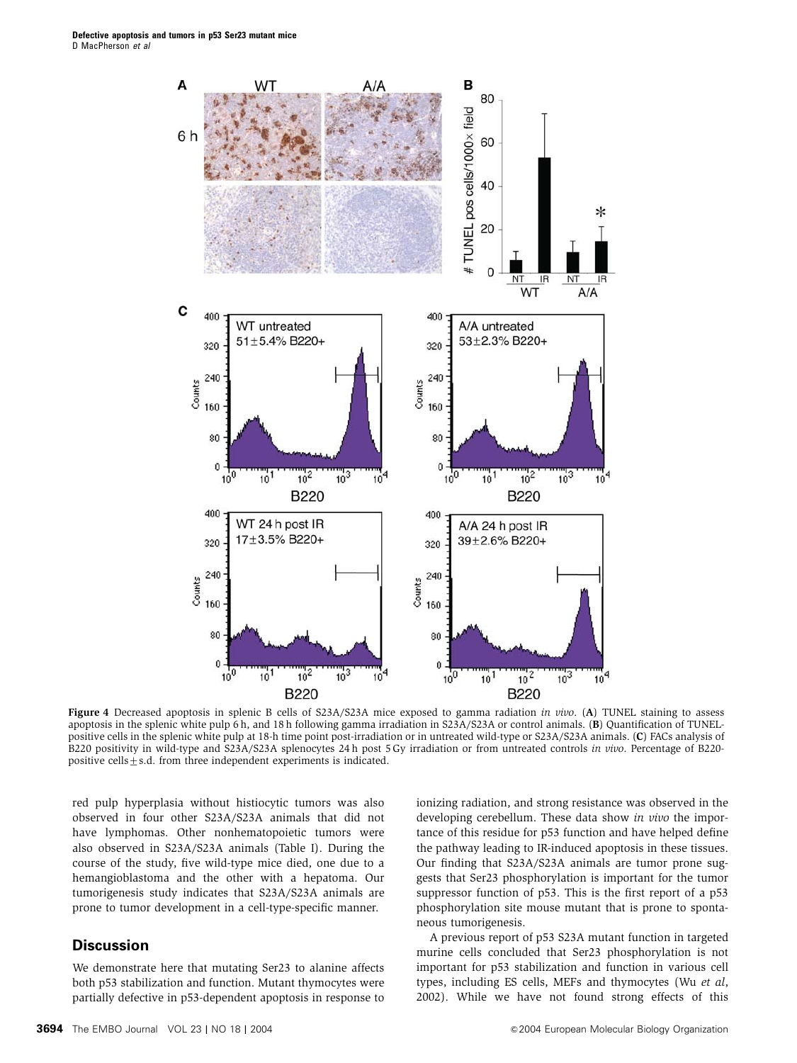**Figure 4** Decreased apoptosis in splenic B cells of S23A/S23A mice exposed to gamma radiation *in vivo*. (**A**) TUNEL staining to assess apoptosis in the splenic white pulp 6 h, and 18 h following gamma irradiation in S23A/S23A or control animals. (**B**) Quantification of TUNEL-positive cells in the splenic white pulp at 18-h time point post-irradiation or in untreated wild-type or S23A/S23A animals. (**C**) FACs analysis of B220 positivity in wild-type and S23A/S23A splenocytes 24 h post 5 Gy irradiation or from untreated controls *in vivo*. Percentage of B220-positive cells ± s.d. from three independent experiments is indicated.

red pulp hyperplasia without histiocytic tumors was also observed in four other S23A/S23A animals that did not have lymphomas. Other nonhematopoietic tumors were also observed in S23A/S23A animals (Table I). During the course of the study, five wild-type mice died, one due to a hemangioblastoma and the other with a hepatoma. Our tumorigenesis study indicates that S23A/S23A animals are prone to tumor development in a cell-type-specific manner.

## Discussion

We demonstrate here that mutating Ser23 to alanine affects both p53 stabilization and function. Mutant thymocytes were partially defective in p53-dependent apoptosis in response to ionizing radiation, and strong resistance was observed in the developing cerebellum. These data show *in vivo* the importance of this residue for p53 function and have helped define the pathway leading to IR-induced apoptosis in these tissues. Our finding that S23A/S23A animals are tumor prone suggests that Ser23 phosphorylation is important for the tumor suppressor function of p53. This is the first report of a p53 phosphorylation site mouse mutant that is prone to spontaneous tumorigenesis.

A previous report of p53 S23A mutant function in targeted murine cells concluded that Ser23 phosphorylation is not important for p53 stabilization and function in various cell types, including ES cells, MEFs and thymocytes (Wu *et al*, 2002). While we have not found strong effects of this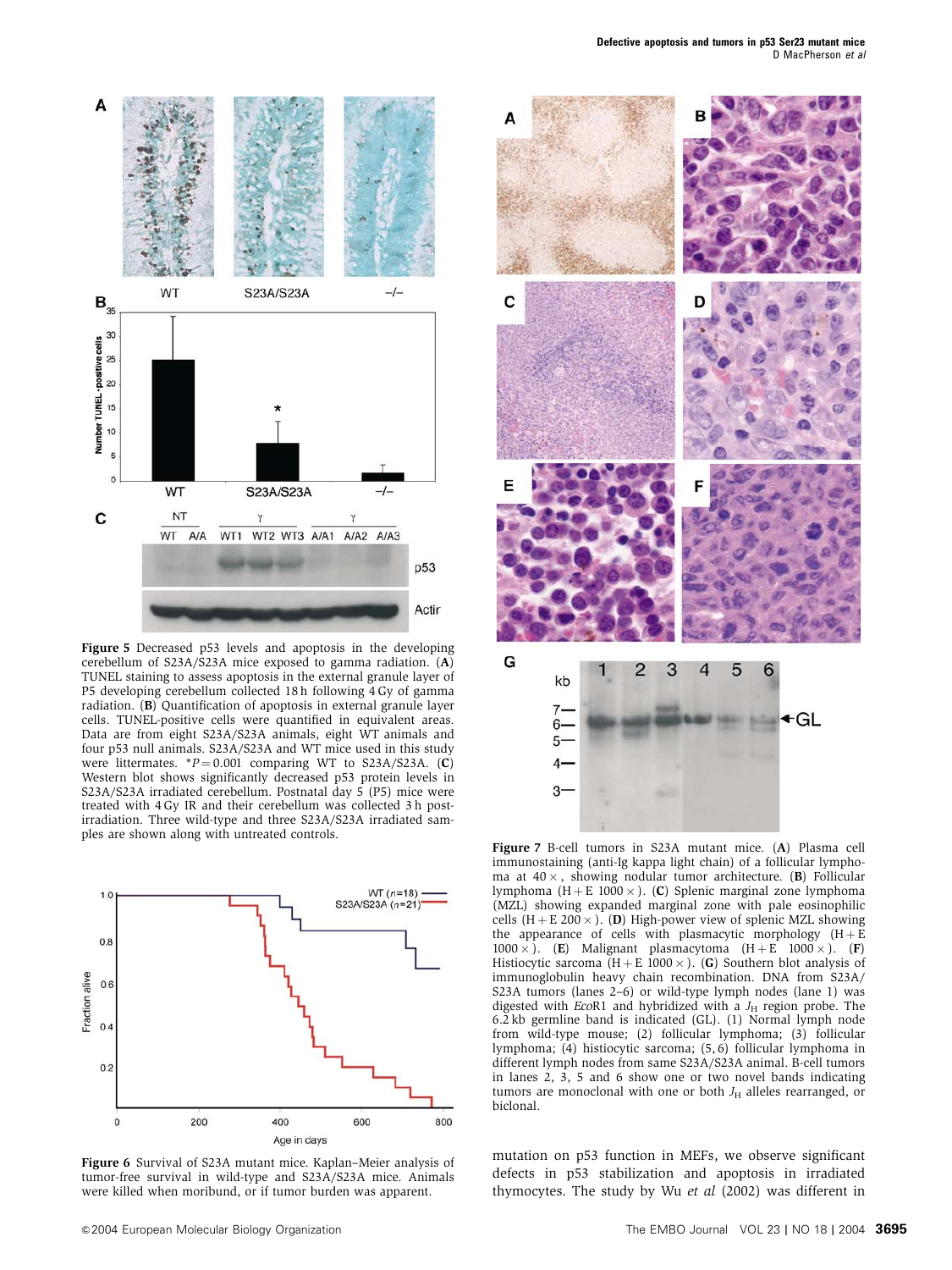**Figure 5** Decreased p53 levels and apoptosis in the developing cerebellum of S23A/S23A mice exposed to gamma radiation. (**A**) TUNEL staining to assess apoptosis in the external granule layer of P5 developing cerebellum collected 18 h following 4 Gy of gamma radiation. (**B**) Quantification of apoptosis in external granule layer cells. TUNEL-positive cells were quantified in equivalent areas. Data are from eight S23A/S23A animals, eight WT animals and four p53 null animals. S23A/S23A and WT mice used in this study were littermates. *$P = 0.001$ comparing WT to S23A/S23A. (**C**) Western blot shows significantly decreased p53 protein levels in S23A/S23A irradiated cerebellum. Postnatal day 5 (P5) mice were treated with 4 Gy IR and their cerebellum was collected 3 h post-irradiation. Three wild-type and three S23A/S23A irradiated samples are shown along with untreated controls.

**Figure 6** Survival of S23A mutant mice. Kaplan–Meier analysis of tumor-free survival in wild-type and S23A/S23A mice. Animals were killed when moribund, or if tumor burden was apparent.

**Figure 7** B-cell tumors in S23A mutant mice. (**A**) Plasma cell immunostaining (anti-Ig kappa light chain) of a follicular lymphoma at 40×, showing nodular tumor architecture. (**B**) Follicular lymphoma (H+E 1000×). (**C**) Splenic marginal zone lymphoma (MZL) showing expanded marginal zone with pale eosinophilic cells (H+E 200×). (**D**) High-power view of splenic MZL showing the appearance of cells with plasmacytic morphology (H+E 1000×). (**E**) Malignant plasmacytoma (H+E 1000×). (**F**) Histiocytic sarcoma (H+E 1000×). (**G**) Southern blot analysis of immunoglobulin heavy chain recombination. DNA from S23A/S23A tumors (lanes 2–6) or wild-type lymph nodes (lane 1) was digested with *Eco*R1 and hybridized with a $J_H$ region probe. The 6.2 kb germline band is indicated (GL). (1) Normal lymph node from wild-type mouse; (2) follicular lymphoma; (3) follicular lymphoma; (4) histiocytic sarcoma; (5, 6) follicular lymphoma in different lymph nodes from same S23A/S23A animal. B-cell tumors in lanes 2, 3, 5 and 6 show one or two novel bands indicating tumors are monoclonal with one or both $J_H$ alleles rearranged, or biclonal.

mutation on p53 function in MEFs, we observe significant defects in p53 stabilization and apoptosis in irradiated thymocytes. The study by Wu *et al* (2002) was different in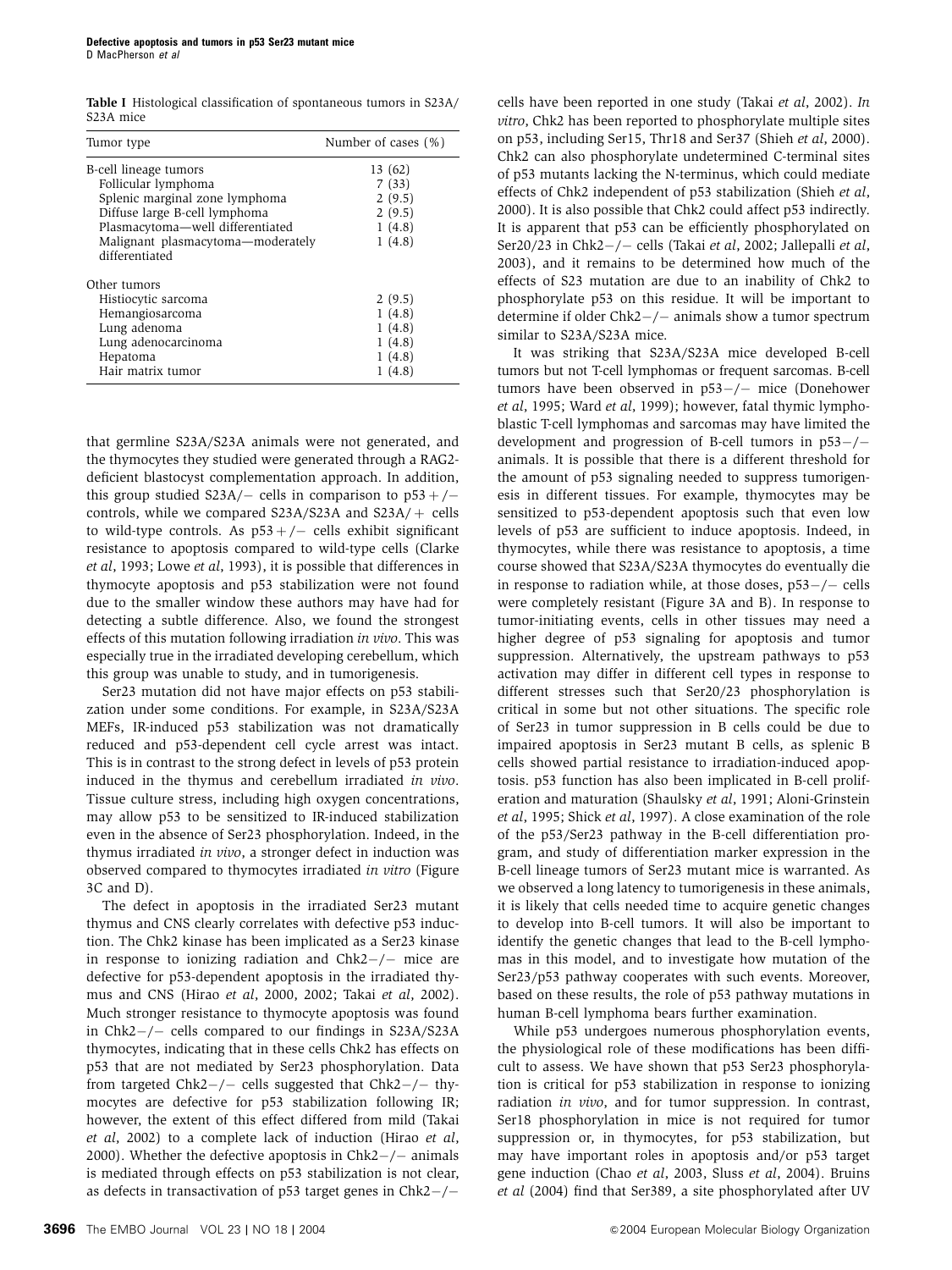**Table I** Histological classification of spontaneous tumors in S23A/S23A mice

| Tumor type | Number of cases (%) |
|---|---|
| B-cell lineage tumors | 13 (62) |
| Follicular lymphoma | 7 (33) |
| Splenic marginal zone lymphoma | 2 (9.5) |
| Diffuse large B-cell lymphoma | 2 (9.5) |
| Plasmacytoma—well differentiated | 1 (4.8) |
| Malignant plasmacytoma—moderately differentiated | 1 (4.8) |
| Other tumors | |
| Histiocytic sarcoma | 2 (9.5) |
| Hemangiosarcoma | 1 (4.8) |
| Lung adenoma | 1 (4.8) |
| Lung adenocarcinoma | 1 (4.8) |
| Hepatoma | 1 (4.8) |
| Hair matrix tumor | 1 (4.8) |

that germline S23A/S23A animals were not generated, and the thymocytes they studied were generated through a RAG2-deficient blastocyst complementation approach. In addition, this group studied S23A/− cells in comparison to p53+/− controls, while we compared S23A/S23A and S23A/+ cells to wild-type controls. As p53+/− cells exhibit significant resistance to apoptosis compared to wild-type cells (Clarke *et al*, 1993; Lowe *et al*, 1993), it is possible that differences in thymocyte apoptosis and p53 stabilization were not found due to the smaller window these authors may have had for detecting a subtle difference. Also, we found the strongest effects of this mutation following irradiation *in vivo*. This was especially true in the irradiated developing cerebellum, which this group was unable to study, and in tumorigenesis.

Ser23 mutation did not have major effects on p53 stabilization under some conditions. For example, in S23A/S23A MEFs, IR-induced p53 stabilization was not dramatically reduced and p53-dependent cell cycle arrest was intact. This is in contrast to the strong defect in levels of p53 protein induced in the thymus and cerebellum irradiated *in vivo*. Tissue culture stress, including high oxygen concentrations, may allow p53 to be sensitized to IR-induced stabilization even in the absence of Ser23 phosphorylation. Indeed, in the thymus irradiated *in vivo*, a stronger defect in induction was observed compared to thymocytes irradiated *in vitro* (Figure 3C and D).

The defect in apoptosis in the irradiated Ser23 mutant thymus and CNS clearly correlates with defective p53 induction. The Chk2 kinase has been implicated as a Ser23 kinase in response to ionizing radiation and Chk2−/− mice are defective for p53-dependent apoptosis in the irradiated thymus and CNS (Hirao *et al*, 2000, 2002; Takai *et al*, 2002). Much stronger resistance to thymocyte apoptosis was found in Chk2−/− cells compared to our findings in S23A/S23A thymocytes, indicating that in these cells Chk2 has effects on p53 that are not mediated by Ser23 phosphorylation. Data from targeted Chk2−/− cells suggested that Chk2−/− thymocytes are defective for p53 stabilization following IR; however, the extent of this effect differed from mild (Takai *et al*, 2002) to a complete lack of induction (Hirao *et al*, 2000). Whether the defective apoptosis in Chk2−/− animals is mediated through effects on p53 stabilization is not clear, as defects in transactivation of p53 target genes in Chk2−/− cells have been reported in one study (Takai *et al*, 2002). *In vitro*, Chk2 has been reported to phosphorylate multiple sites on p53, including Ser15, Thr18 and Ser37 (Shieh *et al*, 2000). Chk2 can also phosphorylate undetermined C-terminal sites of p53 mutants lacking the N-terminus, which could mediate effects of Chk2 independent of p53 stabilization (Shieh *et al*, 2000). It is also possible that Chk2 could affect p53 indirectly. It is apparent that p53 can be efficiently phosphorylated on Ser20/23 in Chk2−/− cells (Takai *et al*, 2002; Jallepalli *et al*, 2003), and it remains to be determined how much of the effects of S23 mutation are due to an inability of Chk2 to phosphorylate p53 on this residue. It will be important to determine if older Chk2−/− animals show a tumor spectrum similar to S23A/S23A mice.

It was striking that S23A/S23A mice developed B-cell tumors but not T-cell lymphomas or frequent sarcomas. B-cell tumors have been observed in p53−/− mice (Donehower *et al*, 1995; Ward *et al*, 1999); however, fatal thymic lymphoblastic T-cell lymphomas and sarcomas may have limited the development and progression of B-cell tumors in p53−/− animals. It is possible that there is a different threshold for the amount of p53 signaling needed to suppress tumorigenesis in different tissues. For example, thymocytes may be sensitized to p53-dependent apoptosis such that even low levels of p53 are sufficient to induce apoptosis. Indeed, in thymocytes, while there was resistance to apoptosis, a time course showed that S23A/S23A thymocytes do eventually die in response to radiation while, at those doses, p53−/− cells were completely resistant (Figure 3A and B). In response to tumor-initiating events, cells in other tissues may need a higher degree of p53 signaling for apoptosis and tumor suppression. Alternatively, the upstream pathways to p53 activation may differ in different cell types in response to different stresses such that Ser20/23 phosphorylation is critical in some but not other situations. The specific role of Ser23 in tumor suppression in B cells could be due to impaired apoptosis in Ser23 mutant B cells, as splenic B cells showed partial resistance to irradiation-induced apoptosis. p53 function has also been implicated in B-cell proliferation and maturation (Shaulsky *et al*, 1991; Aloni-Grinstein *et al*, 1995; Shick *et al*, 1997). A close examination of the role of the p53/Ser23 pathway in the B-cell differentiation program, and study of differentiation marker expression in the B-cell lineage tumors of Ser23 mutant mice is warranted. As we observed a long latency to tumorigenesis in these animals, it is likely that cells needed time to acquire genetic changes to develop into B-cell tumors. It will also be important to identify the genetic changes that lead to the B-cell lymphomas in this model, and to investigate how mutation of the Ser23/p53 pathway cooperates with such events. Moreover, based on these results, the role of p53 pathway mutations in human B-cell lymphoma bears further examination.

While p53 undergoes numerous phosphorylation events, the physiological role of these modifications has been difficult to assess. We have shown that p53 Ser23 phosphorylation is critical for p53 stabilization in response to ionizing radiation *in vivo*, and for tumor suppression. In contrast, Ser18 phosphorylation in mice is not required for tumor suppression or, in thymocytes, for p53 stabilization, but may have important roles in apoptosis and/or p53 target gene induction (Chao *et al*, 2003, Sluss *et al*, 2004). Bruins *et al* (2004) find that Ser389, a site phosphorylated after UV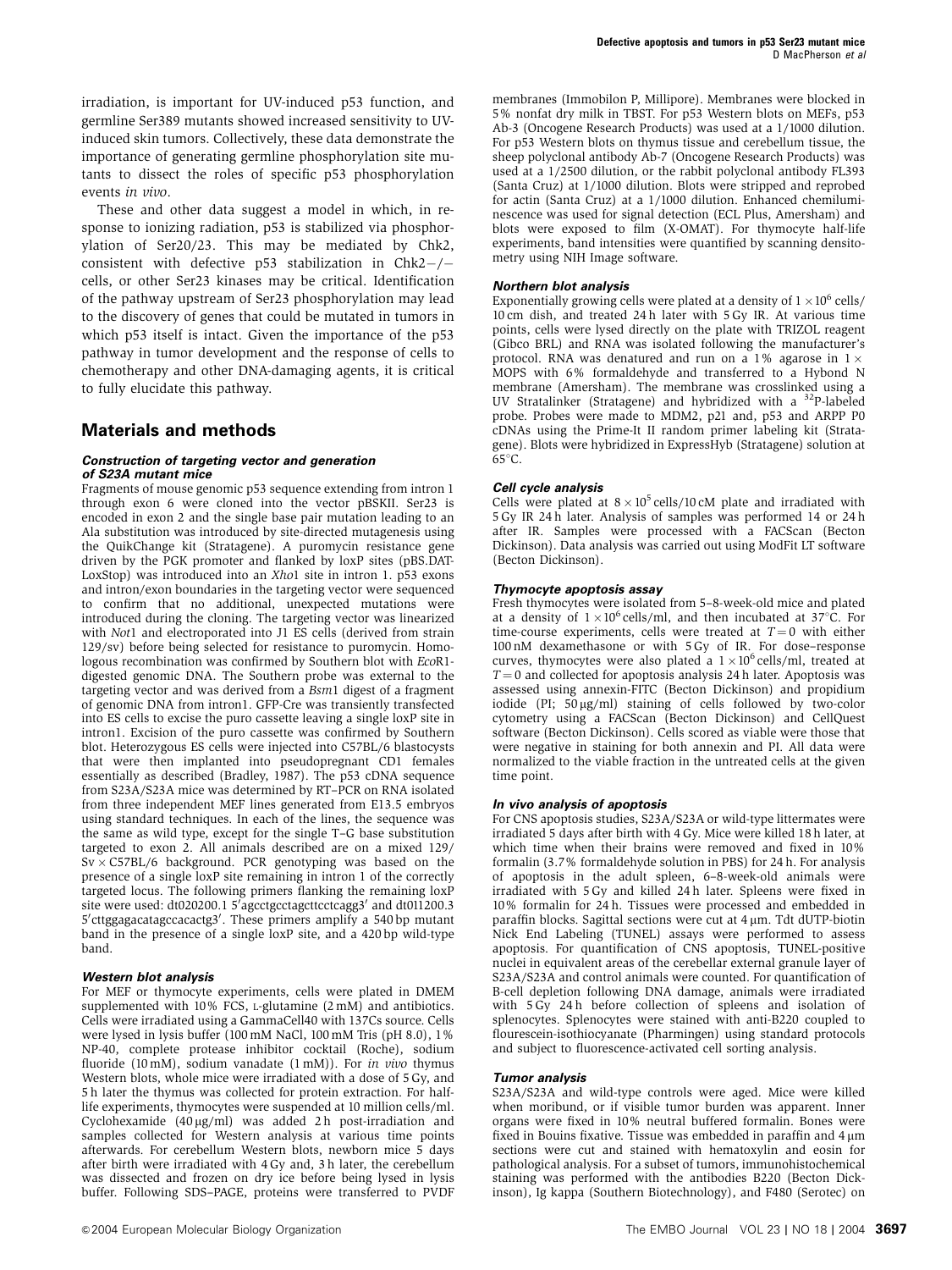irradiation, is important for UV-induced p53 function, and germline Ser389 mutants showed increased sensitivity to UV-induced skin tumors. Collectively, these data demonstrate the importance of generating germline phosphorylation site mutants to dissect the roles of specific p53 phosphorylation events *in vivo*.

These and other data suggest a model in which, in response to ionizing radiation, p53 is stabilized via phosphorylation of Ser20/23. This may be mediated by Chk2, consistent with defective p53 stabilization in Chk2−/− cells, or other Ser23 kinases may be critical. Identification of the pathway upstream of Ser23 phosphorylation may lead to the discovery of genes that could be mutated in tumors in which p53 itself is intact. Given the importance of the p53 pathway in tumor development and the response of cells to chemotherapy and other DNA-damaging agents, it is critical to fully elucidate this pathway.

## Materials and methods

### Construction of targeting vector and generation of S23A mutant mice

Fragments of mouse genomic p53 sequence extending from intron 1 through exon 6 were cloned into the vector pBSKII. Ser23 is encoded in exon 2 and the single base pair mutation leading to an Ala substitution was introduced by site-directed mutagenesis using the QuikChange kit (Stratagene). A puromycin resistance gene driven by the PGK promoter and flanked by loxP sites (pBS.DAT-LoxStop) was introduced into an *Xho*1 site in intron 1. p53 exons and intron/exon boundaries in the targeting vector were sequenced to confirm that no additional, unexpected mutations were introduced during the cloning. The targeting vector was linearized with *Not*1 and electroporated into J1 ES cells (derived from strain 129/sv) before being selected for resistance to puromycin. Homologous recombination was confirmed by Southern blot with *Eco*R1-digested genomic DNA. The Southern probe was external to the targeting vector and was derived from a *Bsm*1 digest of a fragment of genomic DNA from intron1. GFP-Cre was transiently transfected into ES cells to excise the puro cassette leaving a single loxP site in intron1. Excision of the puro cassette was confirmed by Southern blot. Heterozygous ES cells were injected into C57BL/6 blastocysts that were then implanted into pseudopregnant CD1 females essentially as described (Bradley, 1987). The p53 cDNA sequence from S23A/S23A mice was determined by RT–PCR on RNA isolated from three independent MEF lines generated from E13.5 embryos using standard techniques. In each of the lines, the sequence was the same as wild type, except for the single T–G base substitution targeted to exon 2. All animals described are on a mixed 129/Sv × C57BL/6 background. PCR genotyping was based on the presence of a single loxP site remaining in intron 1 of the correctly targeted locus. The following primers flanking the remaining loxP site were used: dt020200.1 5′agcctgcctagcttcctcagg3′ and dt011200.3 5′cttggagacatagccacactg3′. These primers amplify a 540 bp mutant band in the presence of a single loxP site, and a 420 bp wild-type band.

### Western blot analysis

For MEF or thymocyte experiments, cells were plated in DMEM supplemented with 10% FCS, L-glutamine (2 mM) and antibiotics. Cells were irradiated using a GammaCell40 with 137Cs source. Cells were lysed in lysis buffer (100 mM NaCl, 100 mM Tris (pH 8.0), 1% NP-40, complete protease inhibitor cocktail (Roche), sodium fluoride (10 mM), sodium vanadate (1 mM)). For *in vivo* thymus Western blots, whole mice were irradiated with a dose of 5 Gy, and 5 h later the thymus was collected for protein extraction. For half-life experiments, thymocytes were suspended at 10 million cells/ml. Cyclohexamide (40 μg/ml) was added 2 h post-irradiation and samples collected for Western analysis at various time points afterwards. For cerebellum Western blots, newborn mice 5 days after birth were irradiated with 4 Gy and, 3 h later, the cerebellum was dissected and frozen on dry ice before being lysed in lysis buffer. Following SDS–PAGE, proteins were transferred to PVDF membranes (Immobilon P, Millipore). Membranes were blocked in 5% nonfat dry milk in TBST. For p53 Western blots on MEFs, p53 Ab-3 (Oncogene Research Products) was used at a 1/1000 dilution. For p53 Western blots on thymus tissue and cerebellum tissue, the sheep polyclonal antibody Ab-7 (Oncogene Research Products) was used at a 1/2500 dilution, or the rabbit polyclonal antibody FL393 (Santa Cruz) at 1/1000 dilution. Blots were stripped and reprobed for actin (Santa Cruz) at a 1/1000 dilution. Enhanced chemiluminescence was used for signal detection (ECL Plus, Amersham) and blots were exposed to film (X-OMAT). For thymocyte half-life experiments, band intensities were quantified by scanning densitometry using NIH Image software.

### Northern blot analysis

Exponentially growing cells were plated at a density of $1 \times 10^6$ cells/10 cm dish, and treated 24 h later with 5 Gy IR. At various time points, cells were lysed directly on the plate with TRIZOL reagent (Gibco BRL) and RNA was isolated following the manufacturer's protocol. RNA was denatured and run on a 1% agarose in 1× MOPS with 6% formaldehyde and transferred to a Hybond N membrane (Amersham). The membrane was crosslinked using a UV Stratalinker (Stratagene) and hybridized with a $^{32}$P-labeled probe. Probes were made to MDM2, p21 and, p53 and ARPP P0 cDNAs using the Prime-It II random primer labeling kit (Stratagene). Blots were hybridized in ExpressHyb (Stratagene) solution at 65°C.

### Cell cycle analysis

Cells were plated at $8 \times 10^5$ cells/10 cM plate and irradiated with 5 Gy IR 24 h later. Analysis of samples was performed 14 or 24 h after IR. Samples were processed with a FACScan (Becton Dickinson). Data analysis was carried out using ModFit LT software (Becton Dickinson).

### Thymocyte apoptosis assay

Fresh thymocytes were isolated from 5–8-week-old mice and plated at a density of $1 \times 10^6$ cells/ml, and then incubated at 37°C. For time-course experiments, cells were treated at $T = 0$ with either 100 nM dexamethasone or with 5 Gy of IR. For dose–response curves, thymocytes were also plated a $1 \times 10^6$ cells/ml, treated at $T = 0$ and collected for apoptosis analysis 24 h later. Apoptosis was assessed using annexin-FITC (Becton Dickinson) and propidium iodide (PI; 50 μg/ml) staining of cells followed by two-color cytometry using a FACScan (Becton Dickinson) and CellQuest software (Becton Dickinson). Cells scored as viable were those that were negative in staining for both annexin and PI. All data were normalized to the viable fraction in the untreated cells at the given time point.

### In vivo analysis of apoptosis

For CNS apoptosis studies, S23A/S23A or wild-type littermates were irradiated 5 days after birth with 4 Gy. Mice were killed 18 h later, at which time when their brains were removed and fixed in 10% formalin (3.7% formaldehyde solution in PBS) for 24 h. For analysis of apoptosis in the adult spleen, 6–8-week-old animals were irradiated with 5 Gy and killed 24 h later. Spleens were fixed in 10% formalin for 24 h. Tissues were processed and embedded in paraffin blocks. Sagittal sections were cut at 4 μm. Tdt dUTP-biotin Nick End Labeling (TUNEL) assays were performed to assess apoptosis. For quantification of CNS apoptosis, TUNEL-positive nuclei in equivalent areas of the cerebellar external granule layer of S23A/S23A and control animals were counted. For quantification of B-cell depletion following DNA damage, animals were irradiated with 5 Gy 24 h before collection of spleens and isolation of splenocytes. Splenocytes were stained with anti-B220 coupled to flourescein-isothiocyanate (Pharmingen) using standard protocols and subject to fluorescence-activated cell sorting analysis.

### Tumor analysis

S23A/S23A and wild-type controls were aged. Mice were killed when moribund, or if visible tumor burden was apparent. Inner organs were fixed in 10% neutral buffered formalin. Bones were fixed in Bouins fixative. Tissue was embedded in paraffin and 4 μm sections were cut and stained with hematoxylin and eosin for pathological analysis. For a subset of tumors, immunohistochemical staining was performed with the antibodies B220 (Becton Dickinson), Ig kappa (Southern Biotechnology), and F480 (Serotec) on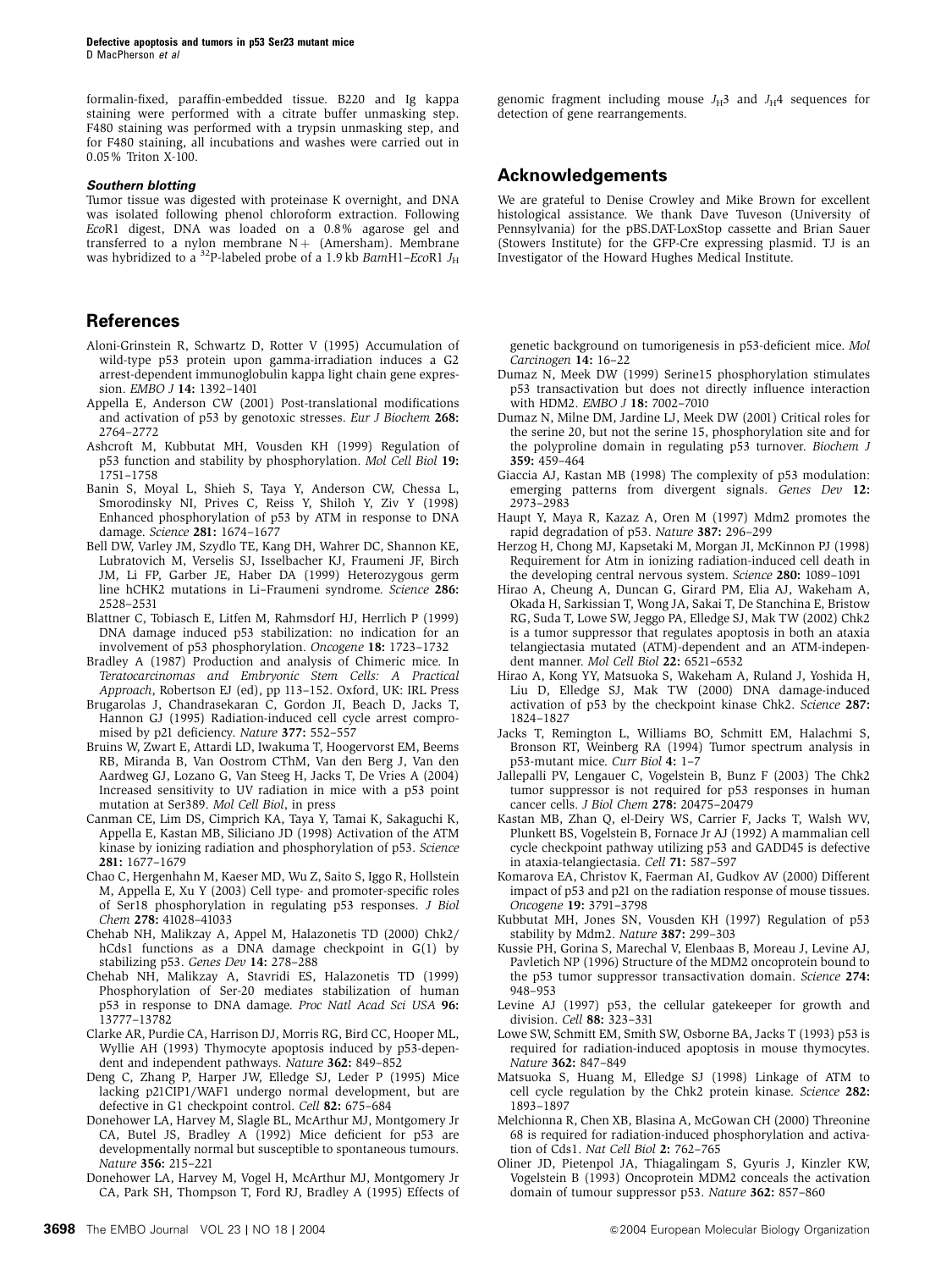formalin-fixed, paraffin-embedded tissue. B220 and Ig kappa staining were performed with a citrate buffer unmasking step. F480 staining was performed with a trypsin unmasking step, and for F480 staining, all incubations and washes were carried out in 0.05% Triton X-100.

#### Southern blotting

Tumor tissue was digested with proteinase K overnight, and DNA was isolated following phenol chloroform extraction. Following *Eco*R1 digest, DNA was loaded on a 0.8% agarose gel and transferred to a nylon membrane N+ (Amersham). Membrane was hybridized to a $^{32}$P-labeled probe of a 1.9 kb *Bam*H1–*Eco*R1 $J_H$ genomic fragment including mouse $J_H3$ and $J_H4$ sequences for detection of gene rearrangements.

## Acknowledgements

We are grateful to Denise Crowley and Mike Brown for excellent histological assistance. We thank Dave Tuveson (University of Pennsylvania) for the pBS.DAT-LoxStop cassette and Brian Sauer (Stowers Institute) for the GFP-Cre expressing plasmid. TJ is an Investigator of the Howard Hughes Medical Institute.

## References

Aloni-Grinstein R, Schwartz D, Rotter V (1995) Accumulation of wild-type p53 protein upon gamma-irradiation induces a G2 arrest-dependent immunoglobulin kappa light chain gene expression. *EMBO J* **14:** 1392–1401

Appella E, Anderson CW (2001) Post-translational modifications and activation of p53 by genotoxic stresses. *Eur J Biochem* **268:** 2764–2772

Ashcroft M, Kubbutat MH, Vousden KH (1999) Regulation of p53 function and stability by phosphorylation. *Mol Cell Biol* **19:** 1751–1758

Banin S, Moyal L, Shieh S, Taya Y, Anderson CW, Chessa L, Smorodinsky NI, Prives C, Reiss Y, Shiloh Y, Ziv Y (1998) Enhanced phosphorylation of p53 by ATM in response to DNA damage. *Science* **281:** 1674–1677

Bell DW, Varley JM, Szydlo TE, Kang DH, Wahrer DC, Shannon KE, Lubratovich M, Verselis SJ, Isselbacher KJ, Fraumeni JF, Birch JM, Li FP, Garber JE, Haber DA (1999) Heterozygous germ line hCHK2 mutations in Li–Fraumeni syndrome. *Science* **286:** 2528–2531

Blattner C, Tobiasch E, Litfen M, Rahmsdorf HJ, Herrlich P (1999) DNA damage induced p53 stabilization: no indication for an involvement of p53 phosphorylation. *Oncogene* **18:** 1723–1732

Bradley A (1987) Production and analysis of Chimeric mice. In *Teratocarcinomas and Embryonic Stem Cells: A Practical Approach*, Robertson EJ (ed), pp 113–152. Oxford, UK: IRL Press

Brugarolas J, Chandrasekaran C, Gordon JI, Beach D, Jacks T, Hannon GJ (1995) Radiation-induced cell cycle arrest compromised by p21 deficiency. *Nature* **377:** 552–557

Bruins W, Zwart E, Attardi LD, Iwakuma T, Hoogervorst EM, Beems RB, Miranda B, Van Oostrom CThM, Van den Berg J, Van den Aardweg GJ, Lozano G, Van Steeg H, Jacks T, De Vries A (2004) Increased sensitivity to UV radiation in mice with a p53 point mutation at Ser389. *Mol Cell Biol*, in press

Canman CE, Lim DS, Cimprich KA, Taya Y, Tamai K, Sakaguchi K, Appella E, Kastan MB, Siliciano JD (1998) Activation of the ATM kinase by ionizing radiation and phosphorylation of p53. *Science* **281:** 1677–1679

Chao C, Hergenhahn M, Kaeser MD, Wu Z, Saito S, Iggo R, Hollstein M, Appella E, Xu Y (2003) Cell type- and promoter-specific roles of Ser18 phosphorylation in regulating p53 responses. *J Biol Chem* **278:** 41028–41033

Chehab NH, Malikzay A, Appel M, Halazonetis TD (2000) Chk2/hCds1 functions as a DNA damage checkpoint in G(1) by stabilizing p53. *Genes Dev* **14:** 278–288

Chehab NH, Malikzay A, Stavridi ES, Halazonetis TD (1999) Phosphorylation of Ser-20 mediates stabilization of human p53 in response to DNA damage. *Proc Natl Acad Sci USA* **96:** 13777–13782

Clarke AR, Purdie CA, Harrison DJ, Morris RG, Bird CC, Hooper ML, Wyllie AH (1993) Thymocyte apoptosis induced by p53-dependent and independent pathways. *Nature* **362:** 849–852

Deng C, Zhang P, Harper JW, Elledge SJ, Leder P (1995) Mice lacking p21CIP1/WAF1 undergo normal development, but are defective in G1 checkpoint control. *Cell* **82:** 675–684

Donehower LA, Harvey M, Slagle BL, McArthur MJ, Montgomery Jr CA, Butel JS, Bradley A (1992) Mice deficient for p53 are developmentally normal but susceptible to spontaneous tumours. *Nature* **356:** 215–221

Donehower LA, Harvey M, Vogel H, McArthur MJ, Montgomery Jr CA, Park SH, Thompson T, Ford RJ, Bradley A (1995) Effects of genetic background on tumorigenesis in p53-deficient mice. *Mol Carcinogen* **14:** 16–22

Dumaz N, Meek DW (1999) Serine15 phosphorylation stimulates p53 transactivation but does not directly influence interaction with HDM2. *EMBO J* **18:** 7002–7010

Dumaz N, Milne DM, Jardine LJ, Meek DW (2001) Critical roles for the serine 20, but not the serine 15, phosphorylation site and for the polyproline domain in regulating p53 turnover. *Biochem J* **359:** 459–464

Giaccia AJ, Kastan MB (1998) The complexity of p53 modulation: emerging patterns from divergent signals. *Genes Dev* **12:** 2973–2983

Haupt Y, Maya R, Kazaz A, Oren M (1997) Mdm2 promotes the rapid degradation of p53. *Nature* **387:** 296–299

Herzog H, Chong MJ, Kapsetaki M, Morgan JI, McKinnon PJ (1998) Requirement for Atm in ionizing radiation-induced cell death in the developing central nervous system. *Science* **280:** 1089–1091

Hirao A, Cheung A, Duncan G, Girard PM, Elia AJ, Wakeham A, Okada H, Sarkissian T, Wong JA, Sakai T, De Stanchina E, Bristow RG, Suda T, Lowe SW, Jeggo PA, Elledge SJ, Mak TW (2002) Chk2 is a tumor suppressor that regulates apoptosis in both an ataxia telangiectasia mutated (ATM)-dependent and an ATM-independent manner. *Mol Cell Biol* **22:** 6521–6532

Hirao A, Kong YY, Matsuoka S, Wakeham A, Ruland J, Yoshida H, Liu D, Elledge SJ, Mak TW (2000) DNA damage-induced activation of p53 by the checkpoint kinase Chk2. *Science* **287:** 1824–1827

Jacks T, Remington L, Williams BO, Schmitt EM, Halachmi S, Bronson RT, Weinberg RA (1994) Tumor spectrum analysis in p53-mutant mice. *Curr Biol* **4:** 1–7

Jallepalli PV, Lengauer C, Vogelstein B, Bunz F (2003) The Chk2 tumor suppressor is not required for p53 responses in human cancer cells. *J Biol Chem* **278:** 20475–20479

Kastan MB, Zhan Q, el-Deiry WS, Carrier F, Jacks T, Walsh WV, Plunkett BS, Vogelstein B, Fornace Jr AJ (1992) A mammalian cell cycle checkpoint pathway utilizing p53 and GADD45 is defective in ataxia-telangiectasia. *Cell* **71:** 587–597

Komarova EA, Christov K, Faerman AI, Gudkov AV (2000) Different impact of p53 and p21 on the radiation response of mouse tissues. *Oncogene* **19:** 3791–3798

Kubbutat MH, Jones SN, Vousden KH (1997) Regulation of p53 stability by Mdm2. *Nature* **387:** 299–303

Kussie PH, Gorina S, Marechal V, Elenbaas B, Moreau J, Levine AJ, Pavletich NP (1996) Structure of the MDM2 oncoprotein bound to the p53 tumor suppressor transactivation domain. *Science* **274:** 948–953

Levine AJ (1997) p53, the cellular gatekeeper for growth and division. *Cell* **88:** 323–331

Lowe SW, Schmitt EM, Smith SW, Osborne BA, Jacks T (1993) p53 is required for radiation-induced apoptosis in mouse thymocytes. *Nature* **362:** 847–849

Matsuoka S, Huang M, Elledge SJ (1998) Linkage of ATM to cell cycle regulation by the Chk2 protein kinase. *Science* **282:** 1893–1897

Melchionna R, Chen XB, Blasina A, McGowan CH (2000) Threonine 68 is required for radiation-induced phosphorylation and activation of Cds1. *Nat Cell Biol* **2:** 762–765

Oliner JD, Pietenpol JA, Thiagalingam S, Gyuris J, Kinzler KW, Vogelstein B (1993) Oncoprotein MDM2 conceals the activation domain of tumour suppressor p53. *Nature* **362:** 857–860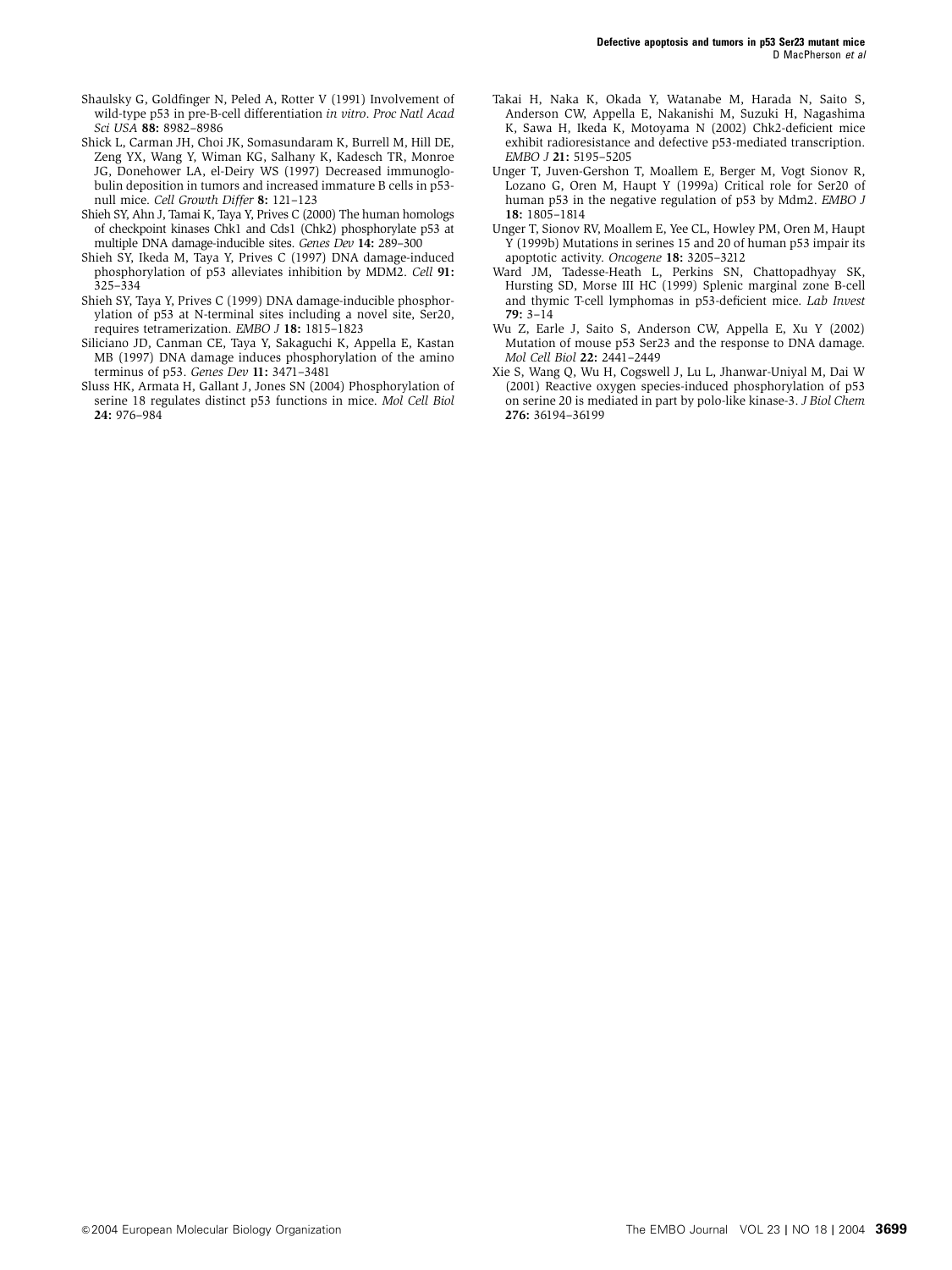Shaulsky G, Goldfinger N, Peled A, Rotter V (1991) Involvement of wild-type p53 in pre-B-cell differentiation *in vitro*. *Proc Natl Acad Sci USA* **88:** 8982–8986

Shick L, Carman JH, Choi JK, Somasundaram K, Burrell M, Hill DE, Zeng YX, Wang Y, Wiman KG, Salhany K, Kadesch TR, Monroe JG, Donehower LA, el-Deiry WS (1997) Decreased immunoglobulin deposition in tumors and increased immature B cells in p53-null mice. *Cell Growth Differ* **8:** 121–123

Shieh SY, Ahn J, Tamai K, Taya Y, Prives C (2000) The human homologs of checkpoint kinases Chk1 and Cds1 (Chk2) phosphorylate p53 at multiple DNA damage-inducible sites. *Genes Dev* **14:** 289–300

Shieh SY, Ikeda M, Taya Y, Prives C (1997) DNA damage-induced phosphorylation of p53 alleviates inhibition by MDM2. *Cell* **91:** 325–334

Shieh SY, Taya Y, Prives C (1999) DNA damage-inducible phosphorylation of p53 at N-terminal sites including a novel site, Ser20, requires tetramerization. *EMBO J* **18:** 1815–1823

Siliciano JD, Canman CE, Taya Y, Sakaguchi K, Appella E, Kastan MB (1997) DNA damage induces phosphorylation of the amino terminus of p53. *Genes Dev* **11:** 3471–3481

Sluss HK, Armata H, Gallant J, Jones SN (2004) Phosphorylation of serine 18 regulates distinct p53 functions in mice. *Mol Cell Biol* **24:** 976–984

Takai H, Naka K, Okada Y, Watanabe M, Harada N, Saito S, Anderson CW, Appella E, Nakanishi M, Suzuki H, Nagashima K, Sawa H, Ikeda K, Motoyama N (2002) Chk2-deficient mice exhibit radioresistance and defective p53-mediated transcription. *EMBO J* **21:** 5195–5205

Unger T, Juven-Gershon T, Moallem E, Berger M, Vogt Sionov R, Lozano G, Oren M, Haupt Y (1999a) Critical role for Ser20 of human p53 in the negative regulation of p53 by Mdm2. *EMBO J* **18:** 1805–1814

Unger T, Sionov RV, Moallem E, Yee CL, Howley PM, Oren M, Haupt Y (1999b) Mutations in serines 15 and 20 of human p53 impair its apoptotic activity. *Oncogene* **18:** 3205–3212

Ward JM, Tadesse-Heath L, Perkins SN, Chattopadhyay SK, Hursting SD, Morse III HC (1999) Splenic marginal zone B-cell and thymic T-cell lymphomas in p53-deficient mice. *Lab Invest* **79:** 3–14

Wu Z, Earle J, Saito S, Anderson CW, Appella E, Xu Y (2002) Mutation of mouse p53 Ser23 and the response to DNA damage. *Mol Cell Biol* **22:** 2441–2449

Xie S, Wang Q, Wu H, Cogswell J, Lu L, Jhanwar-Uniyal M, Dai W (2001) Reactive oxygen species-induced phosphorylation of p53 on serine 20 is mediated in part by polo-like kinase-3. *J Biol Chem* **276:** 36194–36199